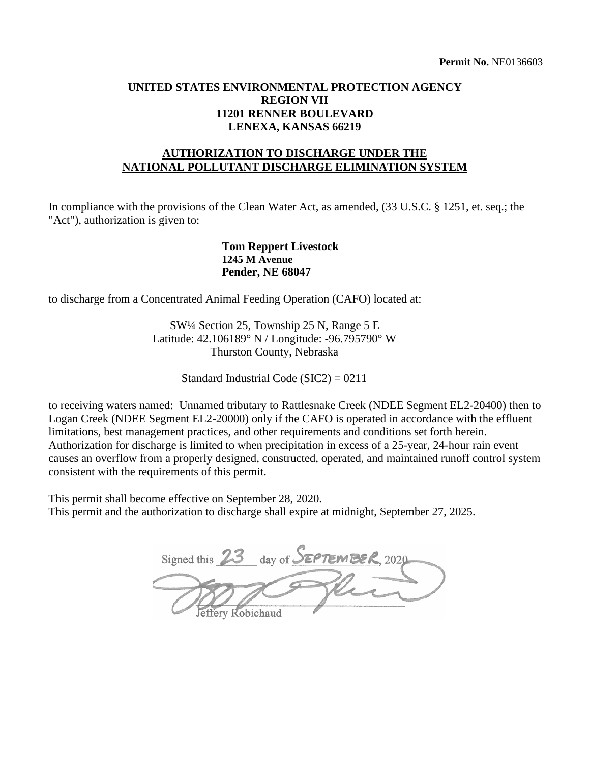**Permit No.** NE0136603

**UNITED STATES ENVIRONMENTAL PROTECTION AGENCY**
**REGION VII**
**11201 RENNER BOULEVARD**
**LENEXA, KANSAS 66219**

# AUTHORIZATION TO DISCHARGE UNDER THE NATIONAL POLLUTANT DISCHARGE ELIMINATION SYSTEM

In compliance with the provisions of the Clean Water Act, as amended, (33 U.S.C. § 1251, et. seq.; the "Act"), authorization is given to:

**Tom Reppert Livestock**
**1245 M Avenue**
**Pender, NE 68047**

to discharge from a Concentrated Animal Feeding Operation (CAFO) located at:

SW¼ Section 25, Township 25 N, Range 5 E
Latitude: 42.106189° N / Longitude: -96.795790° W
Thurston County, Nebraska

Standard Industrial Code (SIC2) = 0211

to receiving waters named: Unnamed tributary to Rattlesnake Creek (NDEE Segment EL2-20400) then to Logan Creek (NDEE Segment EL2-20000) only if the CAFO is operated in accordance with the effluent limitations, best management practices, and other requirements and conditions set forth herein. Authorization for discharge is limited to when precipitation in excess of a 25-year, 24-hour rain event causes an overflow from a properly designed, constructed, operated, and maintained runoff control system consistent with the requirements of this permit.

This permit shall become effective on September 28, 2020.
This permit and the authorization to discharge shall expire at midnight, September 27, 2025.

Signed this 23 day of SEPTEMBER, 2020

Jeffery Robichaud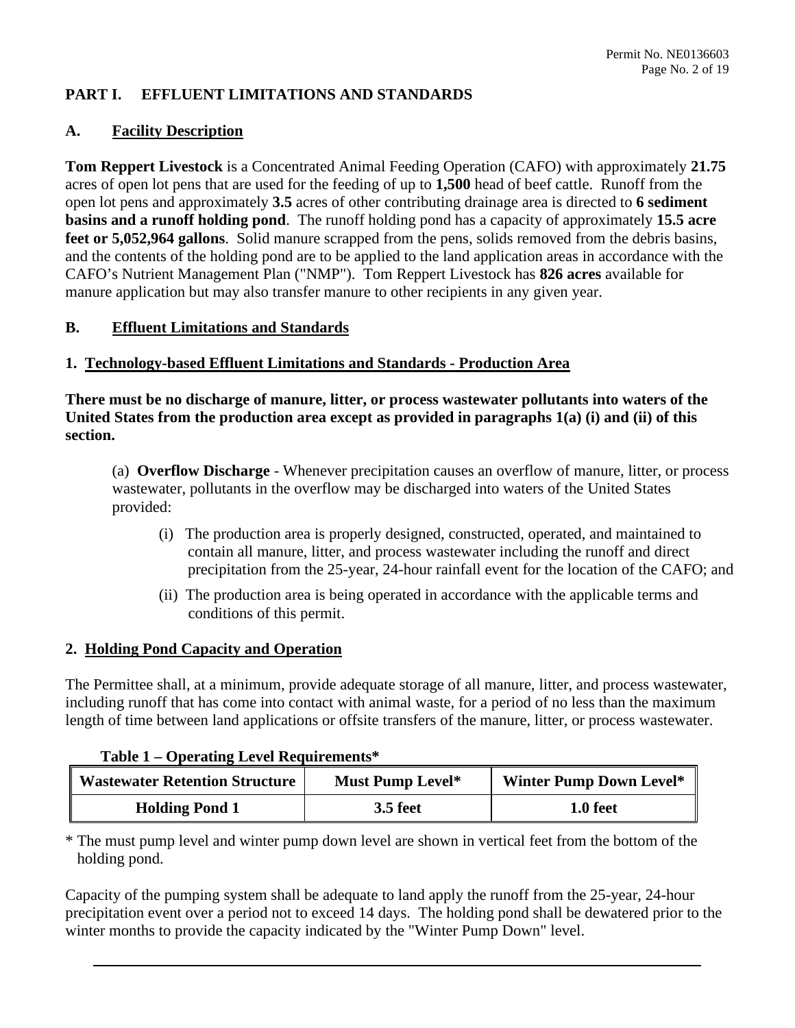## PART I. EFFLUENT LIMITATIONS AND STANDARDS

### A. Facility Description

**Tom Reppert Livestock** is a Concentrated Animal Feeding Operation (CAFO) with approximately **21.75** acres of open lot pens that are used for the feeding of up to **1,500** head of beef cattle. Runoff from the open lot pens and approximately **3.5** acres of other contributing drainage area is directed to **6 sediment basins and a runoff holding pond**. The runoff holding pond has a capacity of approximately **15.5 acre feet or 5,052,964 gallons**. Solid manure scrapped from the pens, solids removed from the debris basins, and the contents of the holding pond are to be applied to the land application areas in accordance with the CAFO's Nutrient Management Plan ("NMP"). Tom Reppert Livestock has **826 acres** available for manure application but may also transfer manure to other recipients in any given year.

### B. Effluent Limitations and Standards

#### 1. Technology-based Effluent Limitations and Standards - Production Area

**There must be no discharge of manure, litter, or process wastewater pollutants into waters of the United States from the production area except as provided in paragraphs 1(a) (i) and (ii) of this section.**

(a) **Overflow Discharge** - Whenever precipitation causes an overflow of manure, litter, or process wastewater, pollutants in the overflow may be discharged into waters of the United States provided:

(i) The production area is properly designed, constructed, operated, and maintained to contain all manure, litter, and process wastewater including the runoff and direct precipitation from the 25-year, 24-hour rainfall event for the location of the CAFO; and

(ii) The production area is being operated in accordance with the applicable terms and conditions of this permit.

#### 2. Holding Pond Capacity and Operation

The Permittee shall, at a minimum, provide adequate storage of all manure, litter, and process wastewater, including runoff that has come into contact with animal waste, for a period of no less than the maximum length of time between land applications or offsite transfers of the manure, litter, or process wastewater.

**Table 1 – Operating Level Requirements***

| Wastewater Retention Structure | Must Pump Level* | Winter Pump Down Level* |
|---|---|---|
| **Holding Pond 1** | **3.5 feet** | **1.0 feet** |

* The must pump level and winter pump down level are shown in vertical feet from the bottom of the holding pond.

Capacity of the pumping system shall be adequate to land apply the runoff from the 25-year, 24-hour precipitation event over a period not to exceed 14 days. The holding pond shall be dewatered prior to the winter months to provide the capacity indicated by the "Winter Pump Down" level.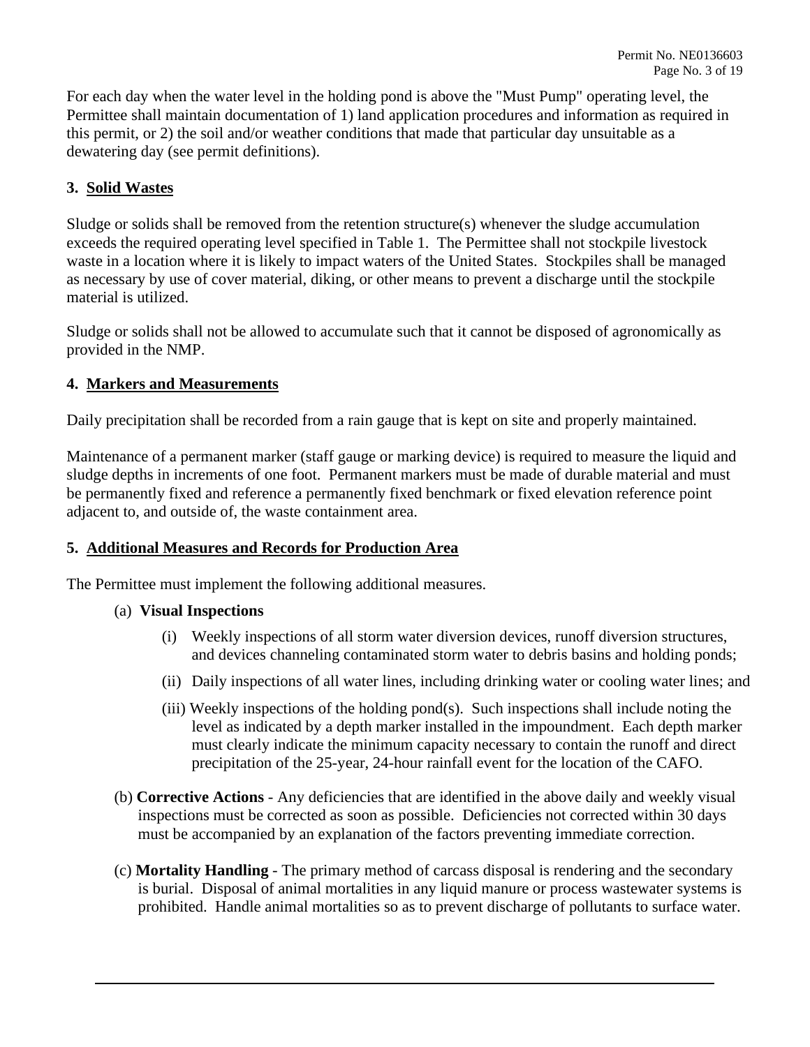For each day when the water level in the holding pond is above the "Must Pump" operating level, the Permittee shall maintain documentation of 1) land application procedures and information as required in this permit, or 2) the soil and/or weather conditions that made that particular day unsuitable as a dewatering day (see permit definitions).

### 3. Solid Wastes

Sludge or solids shall be removed from the retention structure(s) whenever the sludge accumulation exceeds the required operating level specified in Table 1. The Permittee shall not stockpile livestock waste in a location where it is likely to impact waters of the United States. Stockpiles shall be managed as necessary by use of cover material, diking, or other means to prevent a discharge until the stockpile material is utilized.

Sludge or solids shall not be allowed to accumulate such that it cannot be disposed of agronomically as provided in the NMP.

### 4. Markers and Measurements

Daily precipitation shall be recorded from a rain gauge that is kept on site and properly maintained.

Maintenance of a permanent marker (staff gauge or marking device) is required to measure the liquid and sludge depths in increments of one foot. Permanent markers must be made of durable material and must be permanently fixed and reference a permanently fixed benchmark or fixed elevation reference point adjacent to, and outside of, the waste containment area.

### 5. Additional Measures and Records for Production Area

The Permittee must implement the following additional measures.

(a) **Visual Inspections**

- (i) Weekly inspections of all storm water diversion devices, runoff diversion structures, and devices channeling contaminated storm water to debris basins and holding ponds;
- (ii) Daily inspections of all water lines, including drinking water or cooling water lines; and
- (iii) Weekly inspections of the holding pond(s). Such inspections shall include noting the level as indicated by a depth marker installed in the impoundment. Each depth marker must clearly indicate the minimum capacity necessary to contain the runoff and direct precipitation of the 25-year, 24-hour rainfall event for the location of the CAFO.

(b) **Corrective Actions** - Any deficiencies that are identified in the above daily and weekly visual inspections must be corrected as soon as possible. Deficiencies not corrected within 30 days must be accompanied by an explanation of the factors preventing immediate correction.

(c) **Mortality Handling** - The primary method of carcass disposal is rendering and the secondary is burial. Disposal of animal mortalities in any liquid manure or process wastewater systems is prohibited. Handle animal mortalities so as to prevent discharge of pollutants to surface water.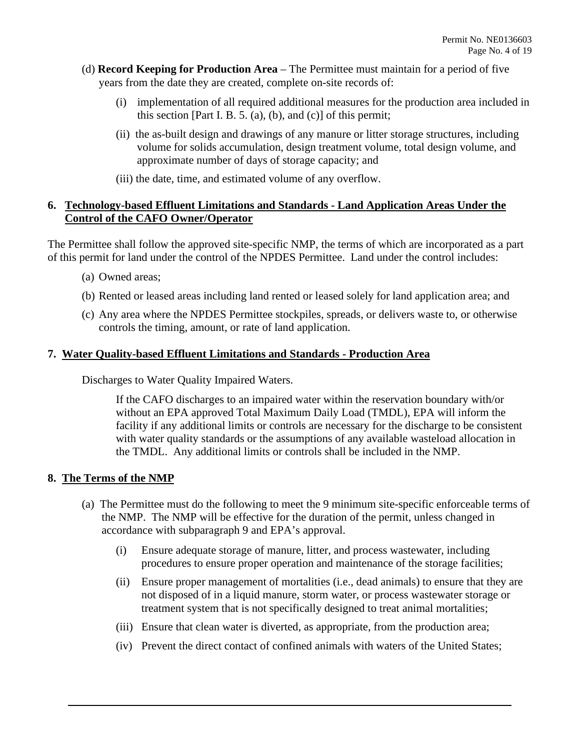(d) **Record Keeping for Production Area** – The Permittee must maintain for a period of five years from the date they are created, complete on-site records of:

(i) implementation of all required additional measures for the production area included in this section [Part I. B. 5. (a), (b), and (c)] of this permit;

(ii) the as-built design and drawings of any manure or litter storage structures, including volume for solids accumulation, design treatment volume, total design volume, and approximate number of days of storage capacity; and

(iii) the date, time, and estimated volume of any overflow.

**6. Technology-based Effluent Limitations and Standards - Land Application Areas Under the Control of the CAFO Owner/Operator**

The Permittee shall follow the approved site-specific NMP, the terms of which are incorporated as a part of this permit for land under the control of the NPDES Permittee. Land under the control includes:

(a) Owned areas;

(b) Rented or leased areas including land rented or leased solely for land application area; and

(c) Any area where the NPDES Permittee stockpiles, spreads, or delivers waste to, or otherwise controls the timing, amount, or rate of land application.

**7. Water Quality-based Effluent Limitations and Standards - Production Area**

Discharges to Water Quality Impaired Waters.

If the CAFO discharges to an impaired water within the reservation boundary with/or without an EPA approved Total Maximum Daily Load (TMDL), EPA will inform the facility if any additional limits or controls are necessary for the discharge to be consistent with water quality standards or the assumptions of any available wasteload allocation in the TMDL. Any additional limits or controls shall be included in the NMP.

**8. The Terms of the NMP**

(a) The Permittee must do the following to meet the 9 minimum site-specific enforceable terms of the NMP. The NMP will be effective for the duration of the permit, unless changed in accordance with subparagraph 9 and EPA's approval.

(i) Ensure adequate storage of manure, litter, and process wastewater, including procedures to ensure proper operation and maintenance of the storage facilities;

(ii) Ensure proper management of mortalities (i.e., dead animals) to ensure that they are not disposed of in a liquid manure, storm water, or process wastewater storage or treatment system that is not specifically designed to treat animal mortalities;

(iii) Ensure that clean water is diverted, as appropriate, from the production area;

(iv) Prevent the direct contact of confined animals with waters of the United States;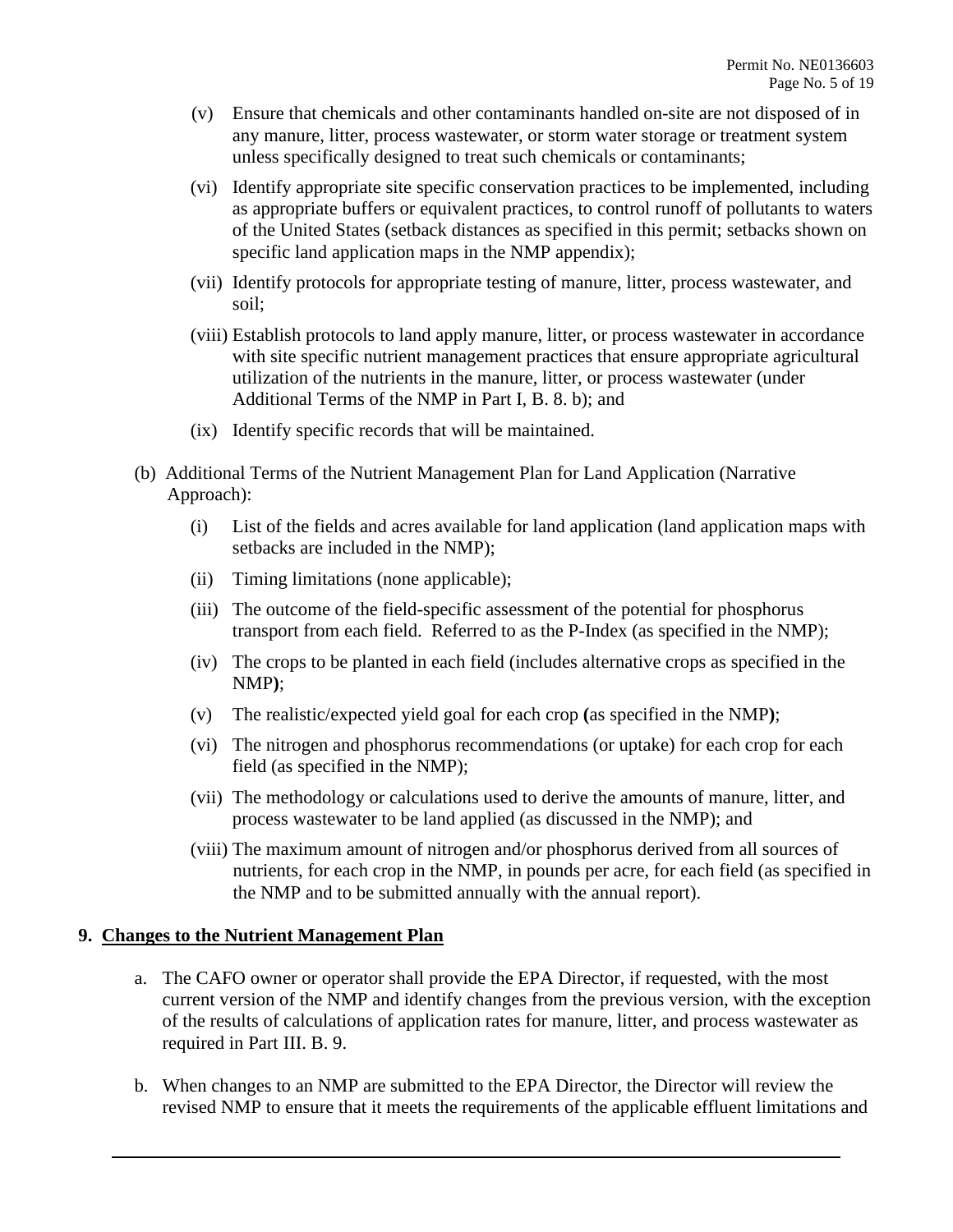(v) Ensure that chemicals and other contaminants handled on-site are not disposed of in any manure, litter, process wastewater, or storm water storage or treatment system unless specifically designed to treat such chemicals or contaminants;

(vi) Identify appropriate site specific conservation practices to be implemented, including as appropriate buffers or equivalent practices, to control runoff of pollutants to waters of the United States (setback distances as specified in this permit; setbacks shown on specific land application maps in the NMP appendix);

(vii) Identify protocols for appropriate testing of manure, litter, process wastewater, and soil;

(viii) Establish protocols to land apply manure, litter, or process wastewater in accordance with site specific nutrient management practices that ensure appropriate agricultural utilization of the nutrients in the manure, litter, or process wastewater (under Additional Terms of the NMP in Part I, B. 8. b); and

(ix) Identify specific records that will be maintained.

(b) Additional Terms of the Nutrient Management Plan for Land Application (Narrative Approach):

(i) List of the fields and acres available for land application (land application maps with setbacks are included in the NMP);

(ii) Timing limitations (none applicable);

(iii) The outcome of the field-specific assessment of the potential for phosphorus transport from each field. Referred to as the P-Index (as specified in the NMP);

(iv) The crops to be planted in each field (includes alternative crops as specified in the NMP**)**;

(v) The realistic/expected yield goal for each crop **(**as specified in the NMP**)**;

(vi) The nitrogen and phosphorus recommendations (or uptake) for each crop for each field (as specified in the NMP);

(vii) The methodology or calculations used to derive the amounts of manure, litter, and process wastewater to be land applied (as discussed in the NMP); and

(viii) The maximum amount of nitrogen and/or phosphorus derived from all sources of nutrients, for each crop in the NMP, in pounds per acre, for each field (as specified in the NMP and to be submitted annually with the annual report).

## 9. Changes to the Nutrient Management Plan

a. The CAFO owner or operator shall provide the EPA Director, if requested, with the most current version of the NMP and identify changes from the previous version, with the exception of the results of calculations of application rates for manure, litter, and process wastewater as required in Part III. B. 9.

b. When changes to an NMP are submitted to the EPA Director, the Director will review the revised NMP to ensure that it meets the requirements of the applicable effluent limitations and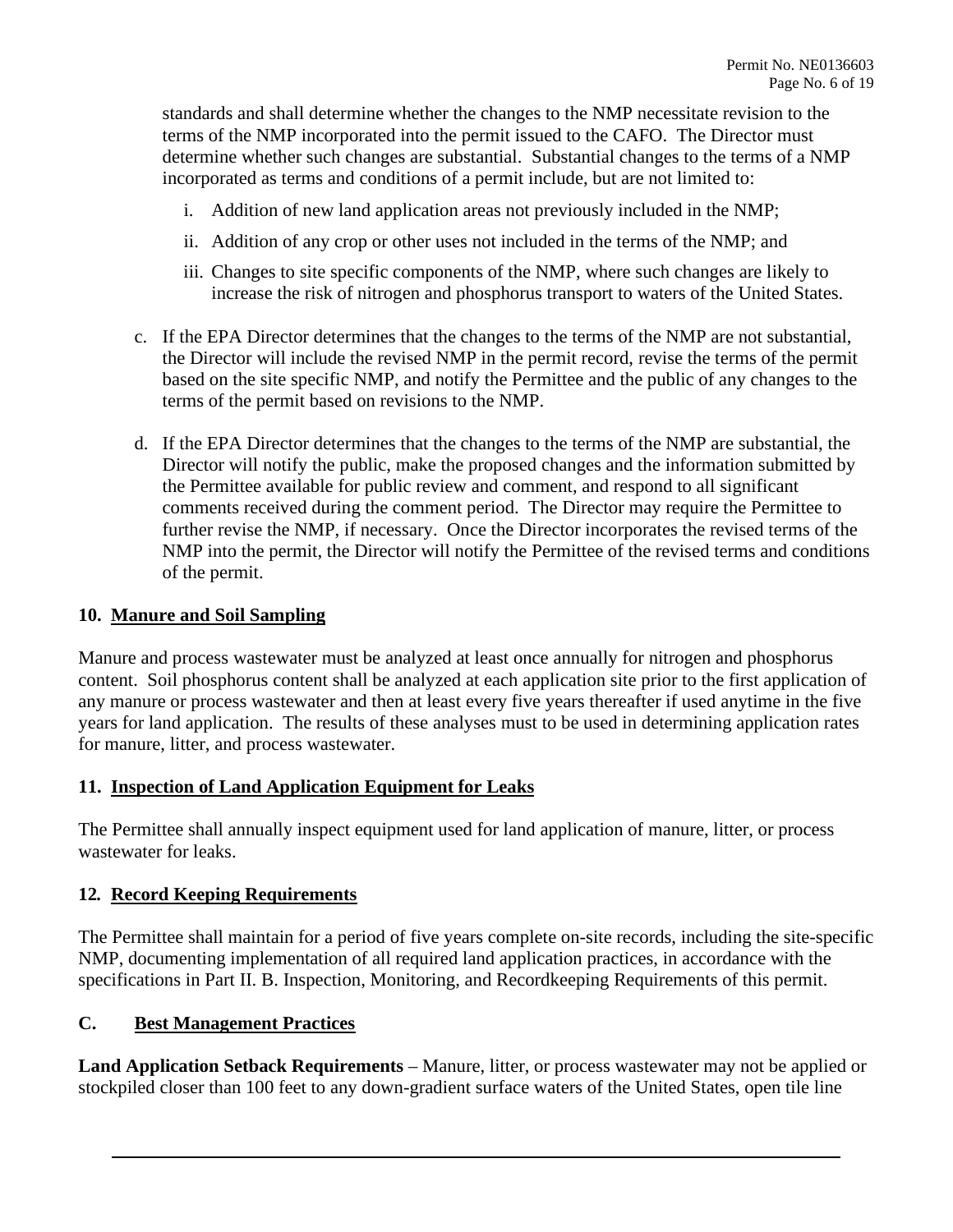standards and shall determine whether the changes to the NMP necessitate revision to the terms of the NMP incorporated into the permit issued to the CAFO. The Director must determine whether such changes are substantial. Substantial changes to the terms of a NMP incorporated as terms and conditions of a permit include, but are not limited to:

i. Addition of new land application areas not previously included in the NMP;

ii. Addition of any crop or other uses not included in the terms of the NMP; and

iii. Changes to site specific components of the NMP, where such changes are likely to increase the risk of nitrogen and phosphorus transport to waters of the United States.

c. If the EPA Director determines that the changes to the terms of the NMP are not substantial, the Director will include the revised NMP in the permit record, revise the terms of the permit based on the site specific NMP, and notify the Permittee and the public of any changes to the terms of the permit based on revisions to the NMP.

d. If the EPA Director determines that the changes to the terms of the NMP are substantial, the Director will notify the public, make the proposed changes and the information submitted by the Permittee available for public review and comment, and respond to all significant comments received during the comment period. The Director may require the Permittee to further revise the NMP, if necessary. Once the Director incorporates the revised terms of the NMP into the permit, the Director will notify the Permittee of the revised terms and conditions of the permit.

### 10. Manure and Soil Sampling

Manure and process wastewater must be analyzed at least once annually for nitrogen and phosphorus content. Soil phosphorus content shall be analyzed at each application site prior to the first application of any manure or process wastewater and then at least every five years thereafter if used anytime in the five years for land application. The results of these analyses must to be used in determining application rates for manure, litter, and process wastewater.

### 11. Inspection of Land Application Equipment for Leaks

The Permittee shall annually inspect equipment used for land application of manure, litter, or process wastewater for leaks.

### 12. Record Keeping Requirements

The Permittee shall maintain for a period of five years complete on-site records, including the site-specific NMP, documenting implementation of all required land application practices, in accordance with the specifications in Part II. B. Inspection, Monitoring, and Recordkeeping Requirements of this permit.

## C. Best Management Practices

**Land Application Setback Requirements** – Manure, litter, or process wastewater may not be applied or stockpiled closer than 100 feet to any down-gradient surface waters of the United States, open tile line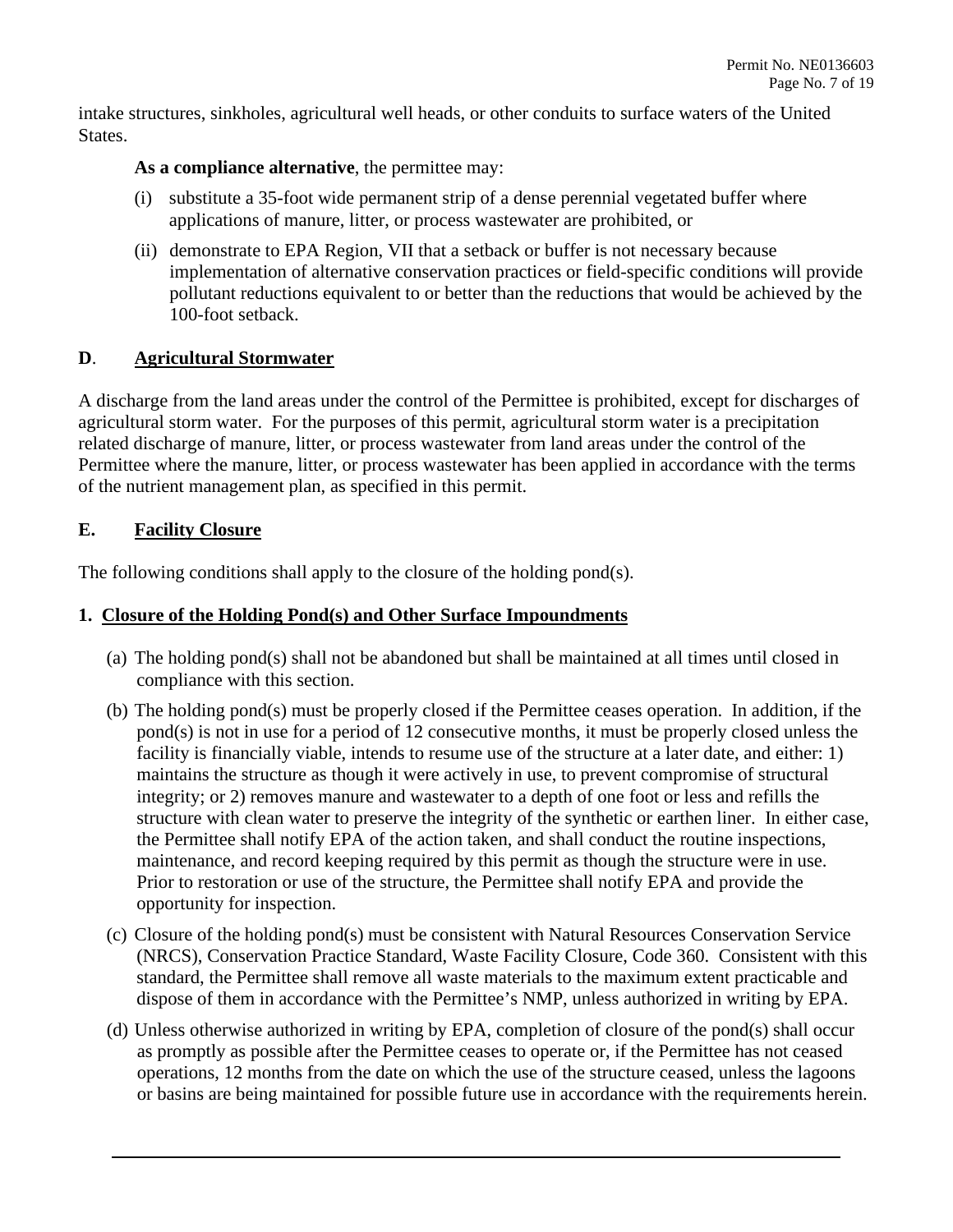intake structures, sinkholes, agricultural well heads, or other conduits to surface waters of the United States.

**As a compliance alternative**, the permittee may:

(i) substitute a 35-foot wide permanent strip of a dense perennial vegetated buffer where applications of manure, litter, or process wastewater are prohibited, or

(ii) demonstrate to EPA Region, VII that a setback or buffer is not necessary because implementation of alternative conservation practices or field-specific conditions will provide pollutant reductions equivalent to or better than the reductions that would be achieved by the 100-foot setback.

## **D**. **Agricultural Stormwater**

A discharge from the land areas under the control of the Permittee is prohibited, except for discharges of agricultural storm water. For the purposes of this permit, agricultural storm water is a precipitation related discharge of manure, litter, or process wastewater from land areas under the control of the Permittee where the manure, litter, or process wastewater has been applied in accordance with the terms of the nutrient management plan, as specified in this permit.

## **E. Facility Closure**

The following conditions shall apply to the closure of the holding pond(s).

### **1. Closure of the Holding Pond(s) and Other Surface Impoundments**

(a) The holding pond(s) shall not be abandoned but shall be maintained at all times until closed in compliance with this section.

(b) The holding pond(s) must be properly closed if the Permittee ceases operation. In addition, if the pond(s) is not in use for a period of 12 consecutive months, it must be properly closed unless the facility is financially viable, intends to resume use of the structure at a later date, and either: 1) maintains the structure as though it were actively in use, to prevent compromise of structural integrity; or 2) removes manure and wastewater to a depth of one foot or less and refills the structure with clean water to preserve the integrity of the synthetic or earthen liner. In either case, the Permittee shall notify EPA of the action taken, and shall conduct the routine inspections, maintenance, and record keeping required by this permit as though the structure were in use. Prior to restoration or use of the structure, the Permittee shall notify EPA and provide the opportunity for inspection.

(c) Closure of the holding pond(s) must be consistent with Natural Resources Conservation Service (NRCS), Conservation Practice Standard, Waste Facility Closure, Code 360. Consistent with this standard, the Permittee shall remove all waste materials to the maximum extent practicable and dispose of them in accordance with the Permittee's NMP, unless authorized in writing by EPA.

(d) Unless otherwise authorized in writing by EPA, completion of closure of the pond(s) shall occur as promptly as possible after the Permittee ceases to operate or, if the Permittee has not ceased operations, 12 months from the date on which the use of the structure ceased, unless the lagoons or basins are being maintained for possible future use in accordance with the requirements herein.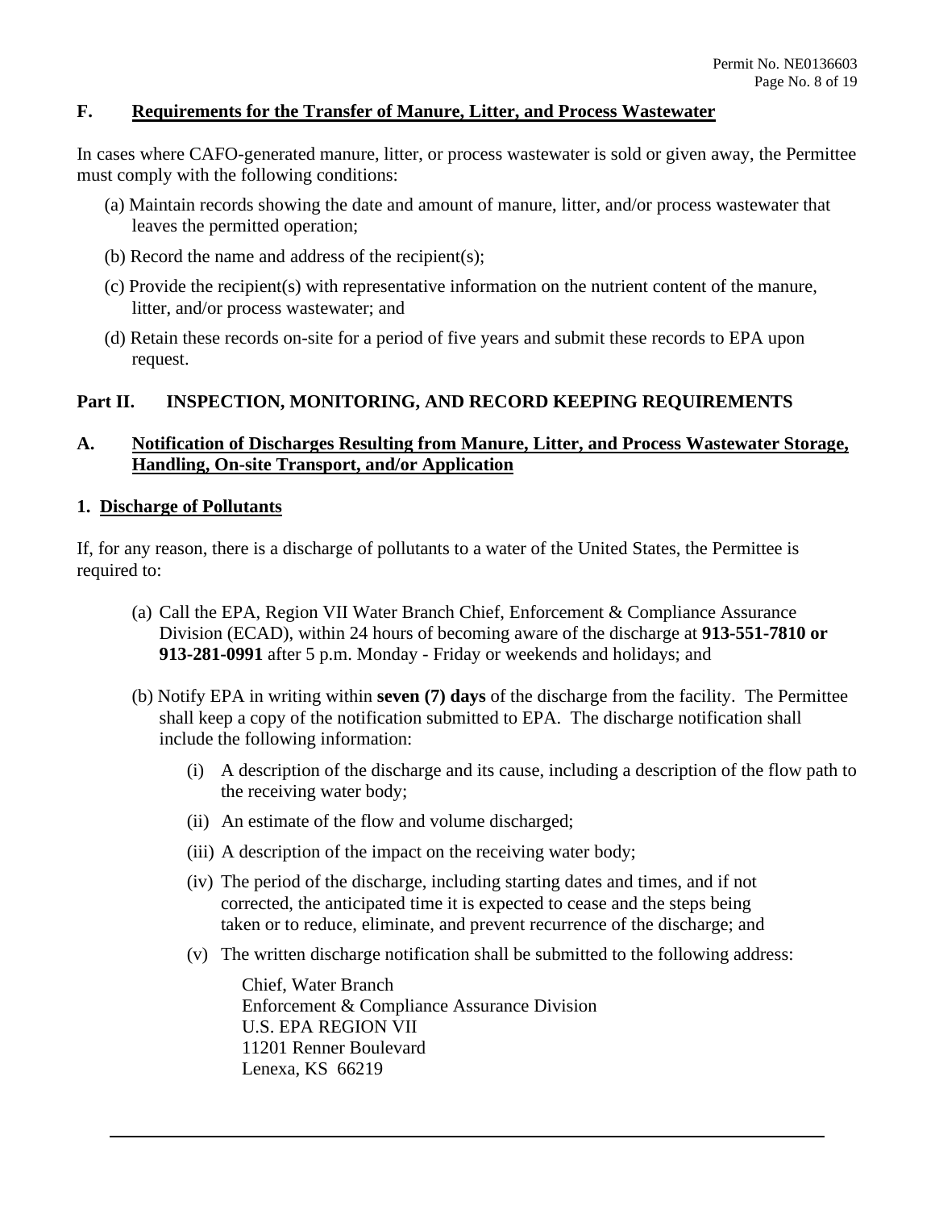## F. Requirements for the Transfer of Manure, Litter, and Process Wastewater

In cases where CAFO-generated manure, litter, or process wastewater is sold or given away, the Permittee must comply with the following conditions:

(a) Maintain records showing the date and amount of manure, litter, and/or process wastewater that leaves the permitted operation;

(b) Record the name and address of the recipient(s);

(c) Provide the recipient(s) with representative information on the nutrient content of the manure, litter, and/or process wastewater; and

(d) Retain these records on-site for a period of five years and submit these records to EPA upon request.

# Part II. INSPECTION, MONITORING, AND RECORD KEEPING REQUIREMENTS

## A. Notification of Discharges Resulting from Manure, Litter, and Process Wastewater Storage, Handling, On-site Transport, and/or Application

### 1. Discharge of Pollutants

If, for any reason, there is a discharge of pollutants to a water of the United States, the Permittee is required to:

(a) Call the EPA, Region VII Water Branch Chief, Enforcement & Compliance Assurance Division (ECAD), within 24 hours of becoming aware of the discharge at **913-551-7810 or 913-281-0991** after 5 p.m. Monday - Friday or weekends and holidays; and

(b) Notify EPA in writing within **seven (7) days** of the discharge from the facility. The Permittee shall keep a copy of the notification submitted to EPA. The discharge notification shall include the following information:

(i) A description of the discharge and its cause, including a description of the flow path to the receiving water body;

(ii) An estimate of the flow and volume discharged;

(iii) A description of the impact on the receiving water body;

(iv) The period of the discharge, including starting dates and times, and if not corrected, the anticipated time it is expected to cease and the steps being taken or to reduce, eliminate, and prevent recurrence of the discharge; and

(v) The written discharge notification shall be submitted to the following address:

Chief, Water Branch
Enforcement & Compliance Assurance Division
U.S. EPA REGION VII
11201 Renner Boulevard
Lenexa, KS 66219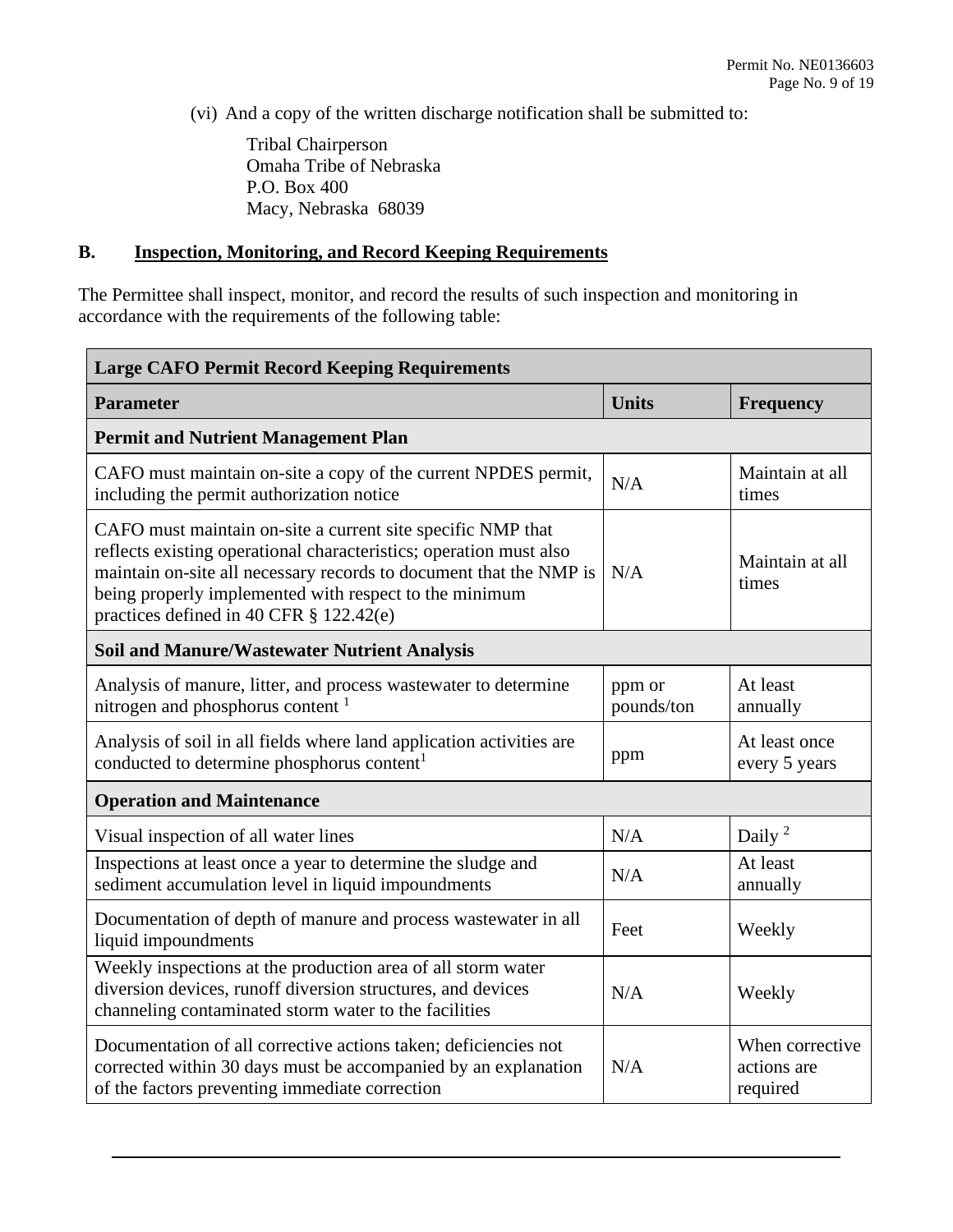(vi) And a copy of the written discharge notification shall be submitted to:

Tribal Chairperson
Omaha Tribe of Nebraska
P.O. Box 400
Macy, Nebraska 68039

## B. Inspection, Monitoring, and Record Keeping Requirements

The Permittee shall inspect, monitor, and record the results of such inspection and monitoring in accordance with the requirements of the following table:

| **Large CAFO Permit Record Keeping Requirements** | | |
|---|---|---|
| **Parameter** | **Units** | **Frequency** |
| **Permit and Nutrient Management Plan** | | |
| CAFO must maintain on-site a copy of the current NPDES permit, including the permit authorization notice | N/A | Maintain at all times |
| CAFO must maintain on-site a current site specific NMP that reflects existing operational characteristics; operation must also maintain on-site all necessary records to document that the NMP is being properly implemented with respect to the minimum practices defined in 40 CFR § 122.42(e) | N/A | Maintain at all times |
| **Soil and Manure/Wastewater Nutrient Analysis** | | |
| Analysis of manure, litter, and process wastewater to determine nitrogen and phosphorus content [1] | ppm or pounds/ton | At least annually |
| Analysis of soil in all fields where land application activities are conducted to determine phosphorus content[1] | ppm | At least once every 5 years |
| **Operation and Maintenance** | | |
| Visual inspection of all water lines | N/A | Daily [2] |
| Inspections at least once a year to determine the sludge and sediment accumulation level in liquid impoundments | N/A | At least annually |
| Documentation of depth of manure and process wastewater in all liquid impoundments | Feet | Weekly |
| Weekly inspections at the production area of all storm water diversion devices, runoff diversion structures, and devices channeling contaminated storm water to the facilities | N/A | Weekly |
| Documentation of all corrective actions taken; deficiencies not corrected within 30 days must be accompanied by an explanation of the factors preventing immediate correction | N/A | When corrective actions are required |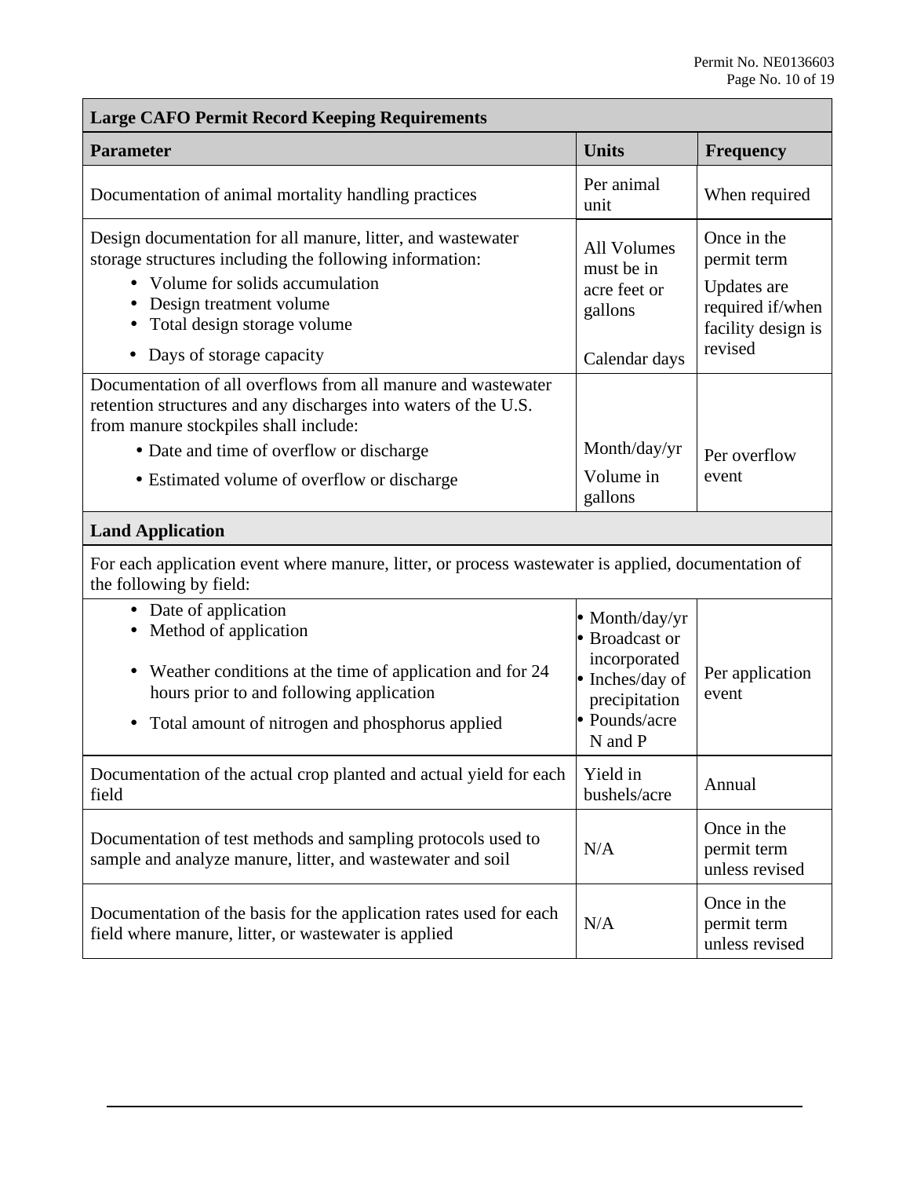| Large CAFO Permit Record Keeping Requirements | | |
|---|---|---|
| **Parameter** | **Units** | **Frequency** |
| Documentation of animal mortality handling practices | Per animal unit | When required |
| Design documentation for all manure, litter, and wastewater storage structures including the following information:<br>• Volume for solids accumulation<br>• Design treatment volume<br>• Total design storage volume<br>• Days of storage capacity | All Volumes must be in acre feet or gallons<br><br>Calendar days | Once in the permit term<br>Updates are required if/when facility design is revised |
| Documentation of all overflows from all manure and wastewater retention structures and any discharges into waters of the U.S. from manure stockpiles shall include:<br>• Date and time of overflow or discharge<br>• Estimated volume of overflow or discharge | Month/day/yr<br>Volume in gallons | Per overflow event |
| **Land Application** | | |
| For each application event where manure, litter, or process wastewater is applied, documentation of the following by field: | | |
| • Date of application<br>• Method of application<br>• Weather conditions at the time of application and for 24 hours prior to and following application<br>• Total amount of nitrogen and phosphorus applied | • Month/day/yr<br>• Broadcast or incorporated<br>• Inches/day of precipitation<br>• Pounds/acre N and P | Per application event |
| Documentation of the actual crop planted and actual yield for each field | Yield in bushels/acre | Annual |
| Documentation of test methods and sampling protocols used to sample and analyze manure, litter, and wastewater and soil | N/A | Once in the permit term unless revised |
| Documentation of the basis for the application rates used for each field where manure, litter, or wastewater is applied | N/A | Once in the permit term unless revised |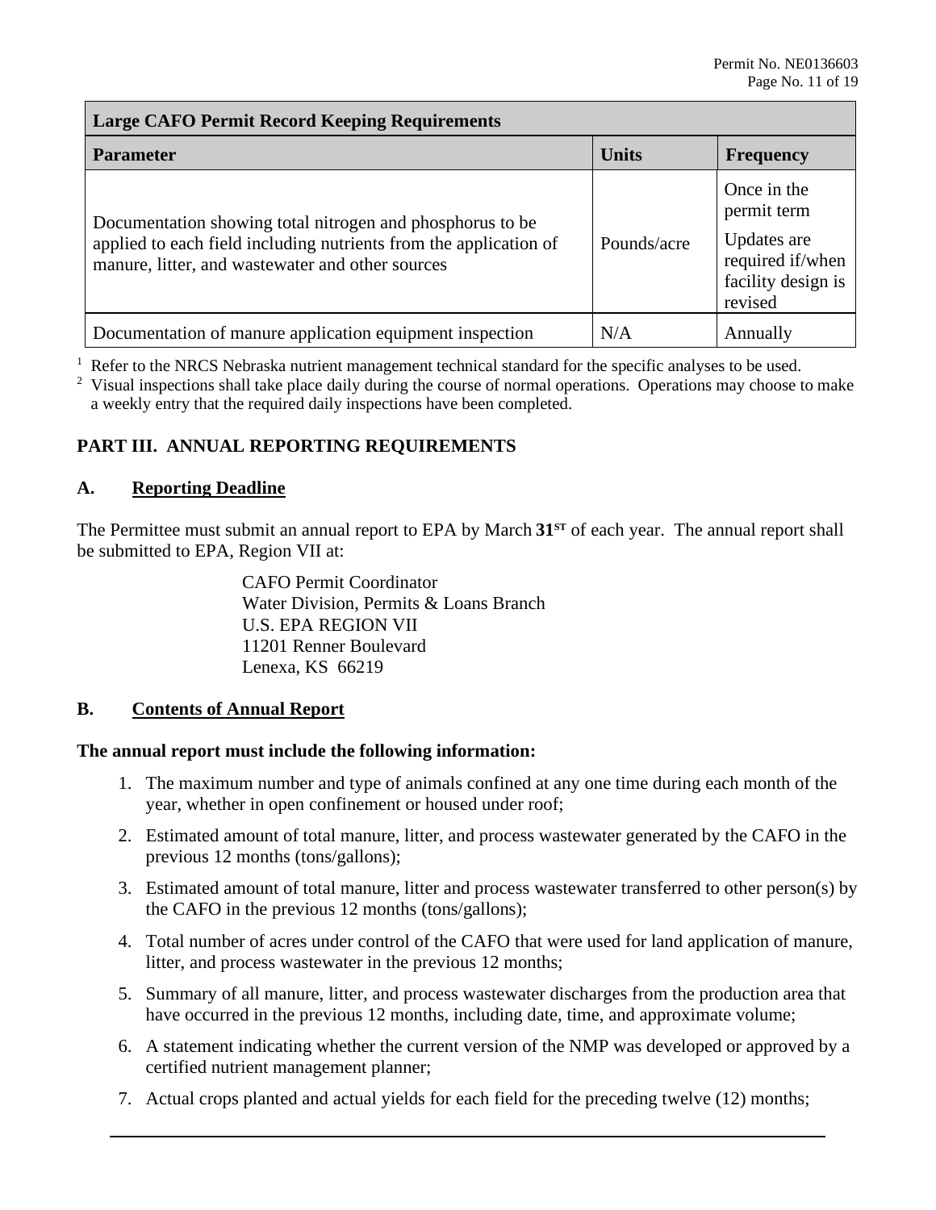| Large CAFO Permit Record Keeping Requirements | | |
|---|---|---|
| **Parameter** | **Units** | **Frequency** |
| Documentation showing total nitrogen and phosphorus to be applied to each field including nutrients from the application of manure, litter, and wastewater and other sources | Pounds/acre | Once in the permit term<br>Updates are required if/when facility design is revised |
| Documentation of manure application equipment inspection | N/A | Annually |

[1] Refer to the NRCS Nebraska nutrient management technical standard for the specific analyses to be used.
[2] Visual inspections shall take place daily during the course of normal operations. Operations may choose to make a weekly entry that the required daily inspections have been completed.

## PART III. ANNUAL REPORTING REQUIREMENTS

### A. Reporting Deadline

The Permittee must submit an annual report to EPA by March **31ST** of each year. The annual report shall be submitted to EPA, Region VII at:

CAFO Permit Coordinator
Water Division, Permits & Loans Branch
U.S. EPA REGION VII
11201 Renner Boulevard
Lenexa, KS 66219

### B. Contents of Annual Report

**The annual report must include the following information:**

1. The maximum number and type of animals confined at any one time during each month of the year, whether in open confinement or housed under roof;
2. Estimated amount of total manure, litter, and process wastewater generated by the CAFO in the previous 12 months (tons/gallons);
3. Estimated amount of total manure, litter and process wastewater transferred to other person(s) by the CAFO in the previous 12 months (tons/gallons);
4. Total number of acres under control of the CAFO that were used for land application of manure, litter, and process wastewater in the previous 12 months;
5. Summary of all manure, litter, and process wastewater discharges from the production area that have occurred in the previous 12 months, including date, time, and approximate volume;
6. A statement indicating whether the current version of the NMP was developed or approved by a certified nutrient management planner;
7. Actual crops planted and actual yields for each field for the preceding twelve (12) months;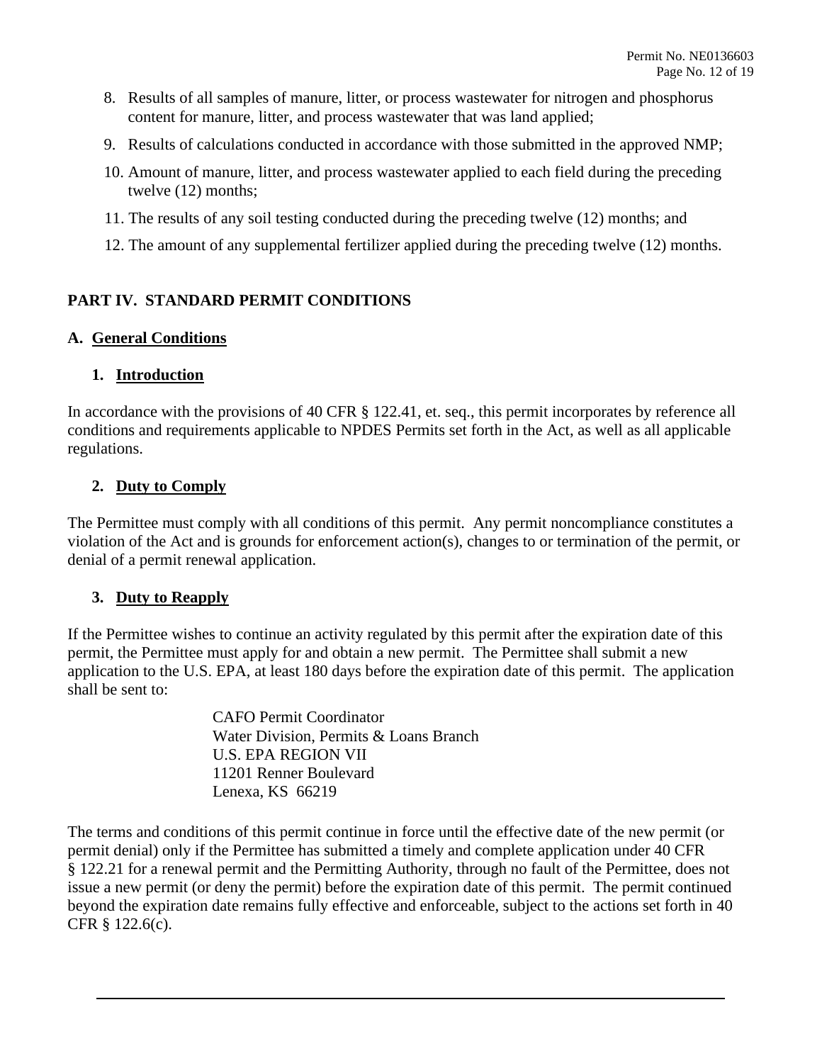8. Results of all samples of manure, litter, or process wastewater for nitrogen and phosphorus content for manure, litter, and process wastewater that was land applied;
9. Results of calculations conducted in accordance with those submitted in the approved NMP;
10. Amount of manure, litter, and process wastewater applied to each field during the preceding twelve (12) months;
11. The results of any soil testing conducted during the preceding twelve (12) months; and
12. The amount of any supplemental fertilizer applied during the preceding twelve (12) months.

## PART IV. STANDARD PERMIT CONDITIONS

### A. General Conditions

#### 1. Introduction

In accordance with the provisions of 40 CFR § 122.41, et. seq., this permit incorporates by reference all conditions and requirements applicable to NPDES Permits set forth in the Act, as well as all applicable regulations.

#### 2. Duty to Comply

The Permittee must comply with all conditions of this permit. Any permit noncompliance constitutes a violation of the Act and is grounds for enforcement action(s), changes to or termination of the permit, or denial of a permit renewal application.

#### 3. Duty to Reapply

If the Permittee wishes to continue an activity regulated by this permit after the expiration date of this permit, the Permittee must apply for and obtain a new permit. The Permittee shall submit a new application to the U.S. EPA, at least 180 days before the expiration date of this permit. The application shall be sent to:

CAFO Permit Coordinator
Water Division, Permits & Loans Branch
U.S. EPA REGION VII
11201 Renner Boulevard
Lenexa, KS 66219

The terms and conditions of this permit continue in force until the effective date of the new permit (or permit denial) only if the Permittee has submitted a timely and complete application under 40 CFR § 122.21 for a renewal permit and the Permitting Authority, through no fault of the Permittee, does not issue a new permit (or deny the permit) before the expiration date of this permit. The permit continued beyond the expiration date remains fully effective and enforceable, subject to the actions set forth in 40 CFR § 122.6(c).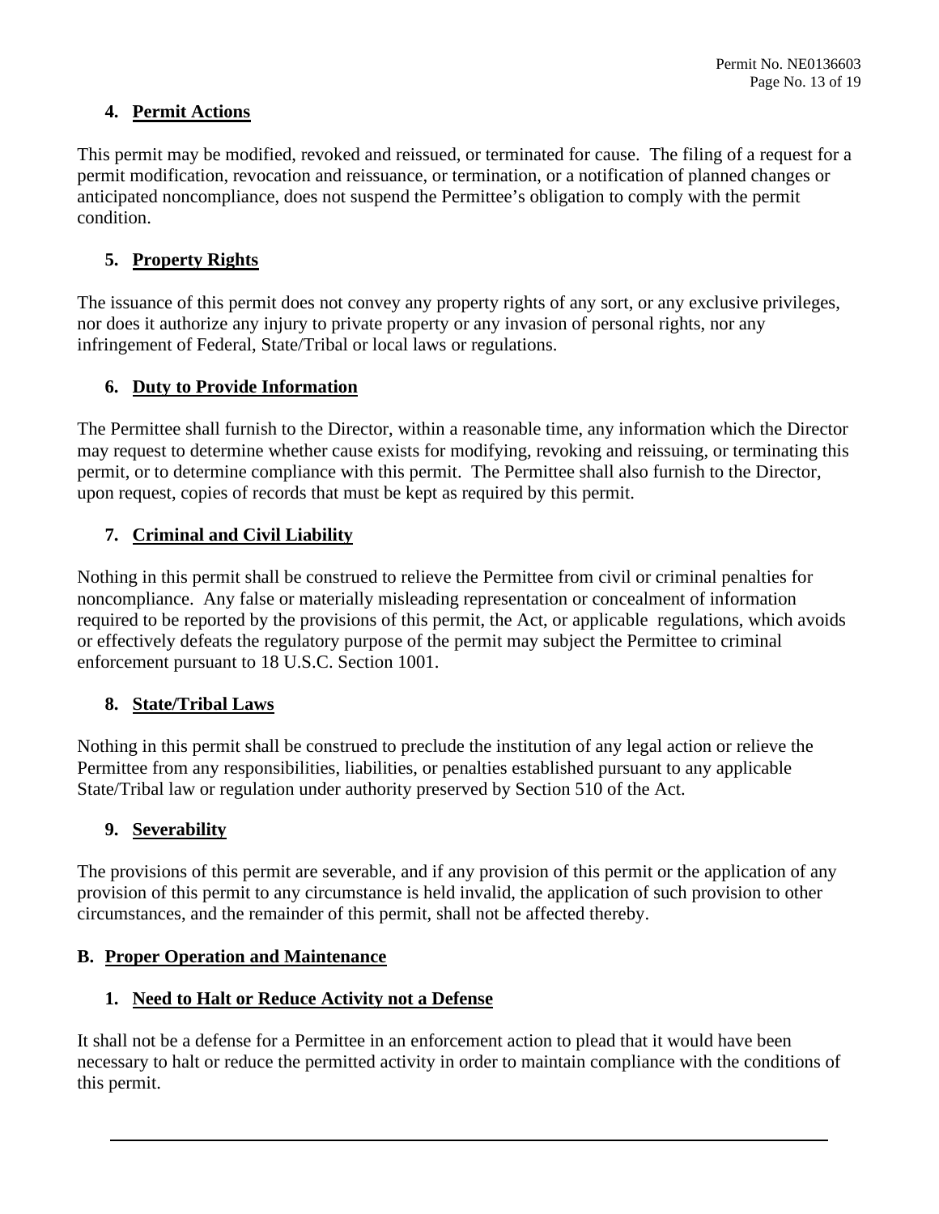### 4. Permit Actions

This permit may be modified, revoked and reissued, or terminated for cause. The filing of a request for a permit modification, revocation and reissuance, or termination, or a notification of planned changes or anticipated noncompliance, does not suspend the Permittee's obligation to comply with the permit condition.

### 5. Property Rights

The issuance of this permit does not convey any property rights of any sort, or any exclusive privileges, nor does it authorize any injury to private property or any invasion of personal rights, nor any infringement of Federal, State/Tribal or local laws or regulations.

### 6. Duty to Provide Information

The Permittee shall furnish to the Director, within a reasonable time, any information which the Director may request to determine whether cause exists for modifying, revoking and reissuing, or terminating this permit, or to determine compliance with this permit. The Permittee shall also furnish to the Director, upon request, copies of records that must be kept as required by this permit.

### 7. Criminal and Civil Liability

Nothing in this permit shall be construed to relieve the Permittee from civil or criminal penalties for noncompliance. Any false or materially misleading representation or concealment of information required to be reported by the provisions of this permit, the Act, or applicable regulations, which avoids or effectively defeats the regulatory purpose of the permit may subject the Permittee to criminal enforcement pursuant to 18 U.S.C. Section 1001.

### 8. State/Tribal Laws

Nothing in this permit shall be construed to preclude the institution of any legal action or relieve the Permittee from any responsibilities, liabilities, or penalties established pursuant to any applicable State/Tribal law or regulation under authority preserved by Section 510 of the Act.

### 9. Severability

The provisions of this permit are severable, and if any provision of this permit or the application of any provision of this permit to any circumstance is held invalid, the application of such provision to other circumstances, and the remainder of this permit, shall not be affected thereby.

## B. Proper Operation and Maintenance

### 1. Need to Halt or Reduce Activity not a Defense

It shall not be a defense for a Permittee in an enforcement action to plead that it would have been necessary to halt or reduce the permitted activity in order to maintain compliance with the conditions of this permit.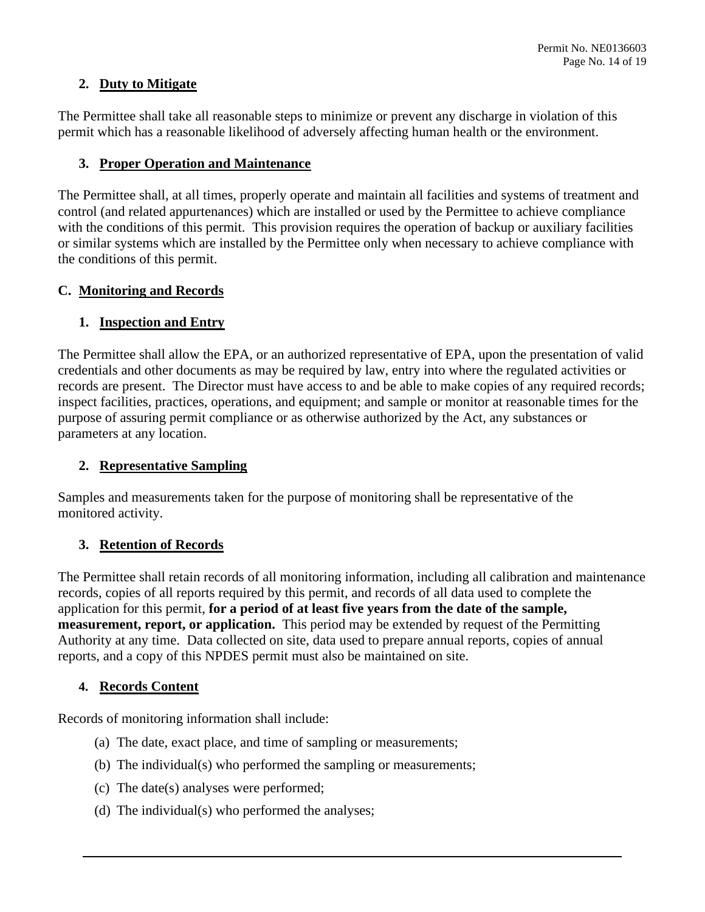### 2. Duty to Mitigate

The Permittee shall take all reasonable steps to minimize or prevent any discharge in violation of this permit which has a reasonable likelihood of adversely affecting human health or the environment.

### 3. Proper Operation and Maintenance

The Permittee shall, at all times, properly operate and maintain all facilities and systems of treatment and control (and related appurtenances) which are installed or used by the Permittee to achieve compliance with the conditions of this permit. This provision requires the operation of backup or auxiliary facilities or similar systems which are installed by the Permittee only when necessary to achieve compliance with the conditions of this permit.

## C. Monitoring and Records

### 1. Inspection and Entry

The Permittee shall allow the EPA, or an authorized representative of EPA, upon the presentation of valid credentials and other documents as may be required by law, entry into where the regulated activities or records are present. The Director must have access to and be able to make copies of any required records; inspect facilities, practices, operations, and equipment; and sample or monitor at reasonable times for the purpose of assuring permit compliance or as otherwise authorized by the Act, any substances or parameters at any location.

### 2. Representative Sampling

Samples and measurements taken for the purpose of monitoring shall be representative of the monitored activity.

### 3. Retention of Records

The Permittee shall retain records of all monitoring information, including all calibration and maintenance records, copies of all reports required by this permit, and records of all data used to complete the application for this permit, **for a period of at least five years from the date of the sample, measurement, report, or application.** This period may be extended by request of the Permitting Authority at any time. Data collected on site, data used to prepare annual reports, copies of annual reports, and a copy of this NPDES permit must also be maintained on site.

### 4. Records Content

Records of monitoring information shall include:

(a) The date, exact place, and time of sampling or measurements;

(b) The individual(s) who performed the sampling or measurements;

(c) The date(s) analyses were performed;

(d) The individual(s) who performed the analyses;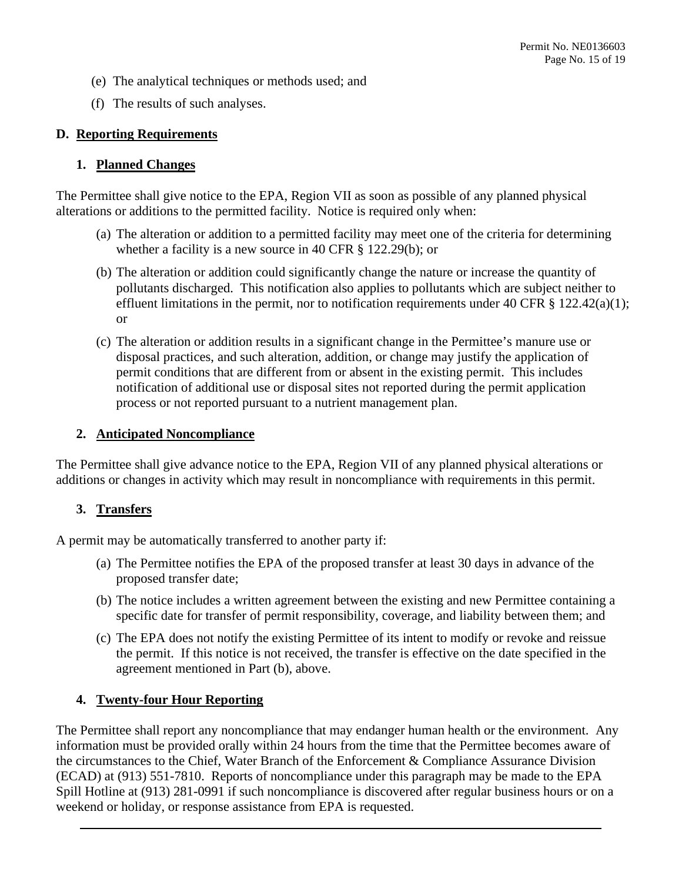(e) The analytical techniques or methods used; and

(f) The results of such analyses.

## D. Reporting Requirements

### 1. Planned Changes

The Permittee shall give notice to the EPA, Region VII as soon as possible of any planned physical alterations or additions to the permitted facility. Notice is required only when:

(a) The alteration or addition to a permitted facility may meet one of the criteria for determining whether a facility is a new source in 40 CFR § 122.29(b); or

(b) The alteration or addition could significantly change the nature or increase the quantity of pollutants discharged. This notification also applies to pollutants which are subject neither to effluent limitations in the permit, nor to notification requirements under 40 CFR § 122.42(a)(1); or

(c) The alteration or addition results in a significant change in the Permittee's manure use or disposal practices, and such alteration, addition, or change may justify the application of permit conditions that are different from or absent in the existing permit. This includes notification of additional use or disposal sites not reported during the permit application process or not reported pursuant to a nutrient management plan.

### 2. Anticipated Noncompliance

The Permittee shall give advance notice to the EPA, Region VII of any planned physical alterations or additions or changes in activity which may result in noncompliance with requirements in this permit.

### 3. Transfers

A permit may be automatically transferred to another party if:

(a) The Permittee notifies the EPA of the proposed transfer at least 30 days in advance of the proposed transfer date;

(b) The notice includes a written agreement between the existing and new Permittee containing a specific date for transfer of permit responsibility, coverage, and liability between them; and

(c) The EPA does not notify the existing Permittee of its intent to modify or revoke and reissue the permit. If this notice is not received, the transfer is effective on the date specified in the agreement mentioned in Part (b), above.

### 4. Twenty-four Hour Reporting

The Permittee shall report any noncompliance that may endanger human health or the environment. Any information must be provided orally within 24 hours from the time that the Permittee becomes aware of the circumstances to the Chief, Water Branch of the Enforcement & Compliance Assurance Division (ECAD) at (913) 551-7810. Reports of noncompliance under this paragraph may be made to the EPA Spill Hotline at (913) 281-0991 if such noncompliance is discovered after regular business hours or on a weekend or holiday, or response assistance from EPA is requested.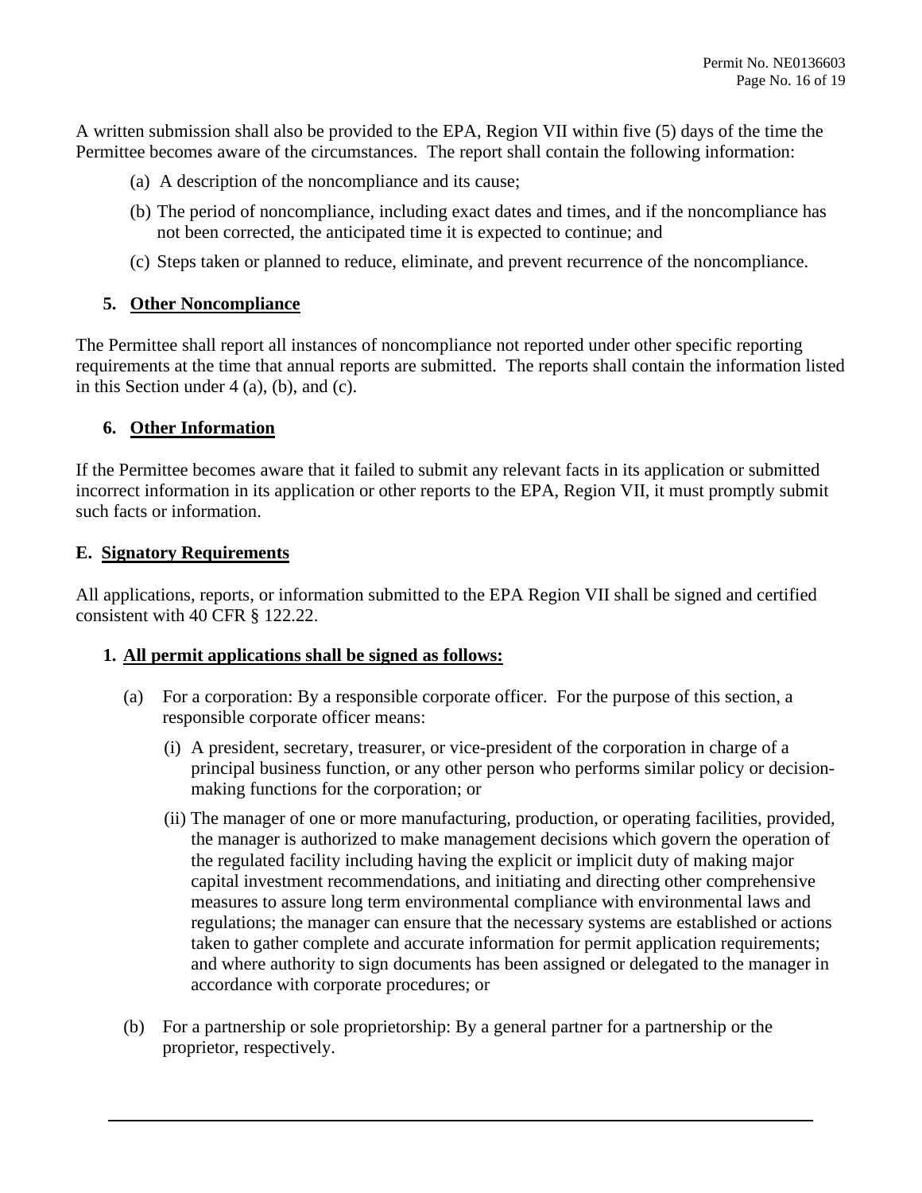A written submission shall also be provided to the EPA, Region VII within five (5) days of the time the Permittee becomes aware of the circumstances. The report shall contain the following information:

(a) A description of the noncompliance and its cause;

(b) The period of noncompliance, including exact dates and times, and if the noncompliance has not been corrected, the anticipated time it is expected to continue; and

(c) Steps taken or planned to reduce, eliminate, and prevent recurrence of the noncompliance.

### 5. Other Noncompliance

The Permittee shall report all instances of noncompliance not reported under other specific reporting requirements at the time that annual reports are submitted. The reports shall contain the information listed in this Section under 4 (a), (b), and (c).

### 6. Other Information

If the Permittee becomes aware that it failed to submit any relevant facts in its application or submitted incorrect information in its application or other reports to the EPA, Region VII, it must promptly submit such facts or information.

## E. Signatory Requirements

All applications, reports, or information submitted to the EPA Region VII shall be signed and certified consistent with 40 CFR § 122.22.

### 1. All permit applications shall be signed as follows:

(a) For a corporation: By a responsible corporate officer. For the purpose of this section, a responsible corporate officer means:

(i) A president, secretary, treasurer, or vice-president of the corporation in charge of a principal business function, or any other person who performs similar policy or decision-making functions for the corporation; or

(ii) The manager of one or more manufacturing, production, or operating facilities, provided, the manager is authorized to make management decisions which govern the operation of the regulated facility including having the explicit or implicit duty of making major capital investment recommendations, and initiating and directing other comprehensive measures to assure long term environmental compliance with environmental laws and regulations; the manager can ensure that the necessary systems are established or actions taken to gather complete and accurate information for permit application requirements; and where authority to sign documents has been assigned or delegated to the manager in accordance with corporate procedures; or

(b) For a partnership or sole proprietorship: By a general partner for a partnership or the proprietor, respectively.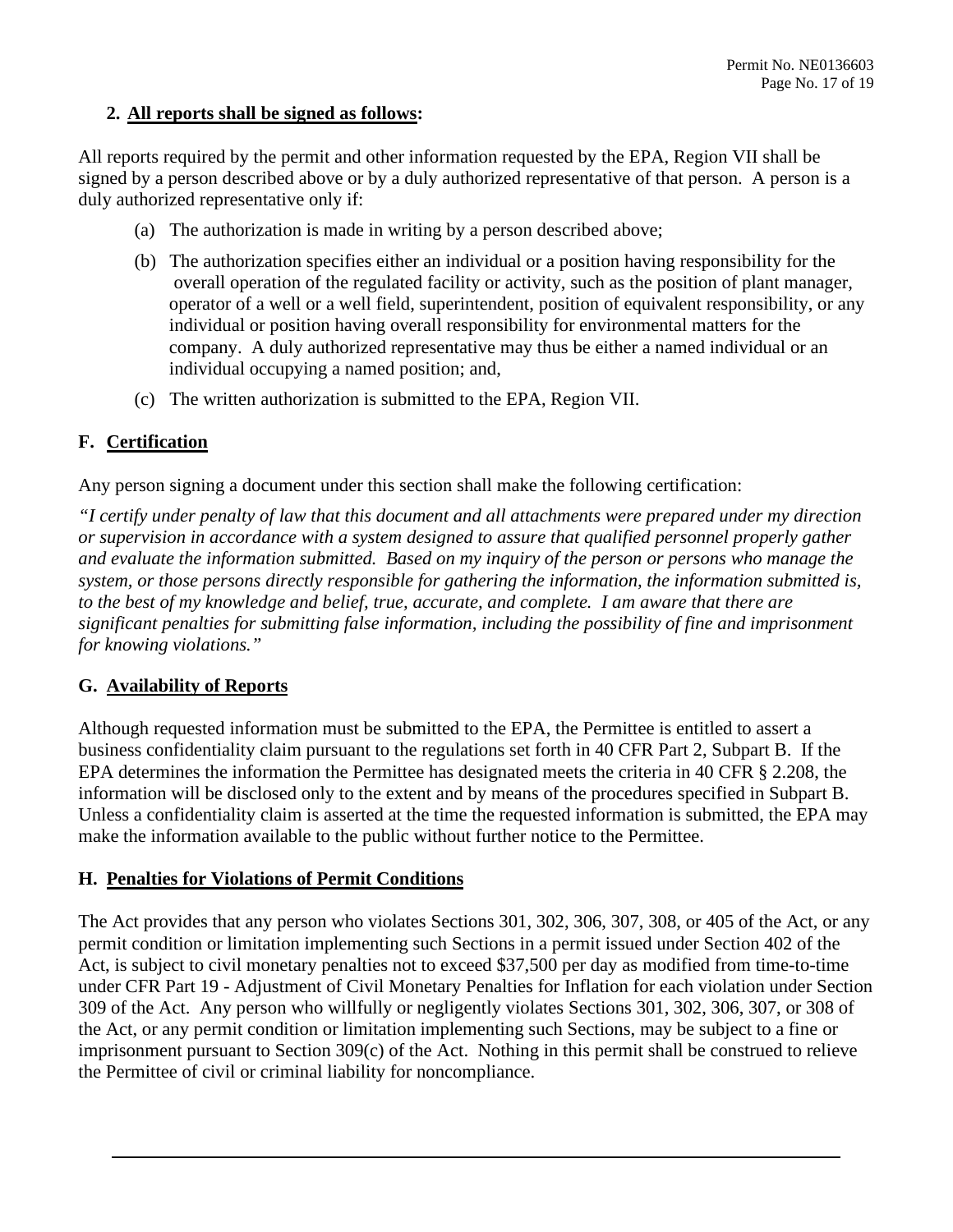**2. All reports shall be signed as follows:**

All reports required by the permit and other information requested by the EPA, Region VII shall be signed by a person described above or by a duly authorized representative of that person. A person is a duly authorized representative only if:

(a) The authorization is made in writing by a person described above;

(b) The authorization specifies either an individual or a position having responsibility for the overall operation of the regulated facility or activity, such as the position of plant manager, operator of a well or a well field, superintendent, position of equivalent responsibility, or any individual or position having overall responsibility for environmental matters for the company. A duly authorized representative may thus be either a named individual or an individual occupying a named position; and,

(c) The written authorization is submitted to the EPA, Region VII.

## F. Certification

Any person signing a document under this section shall make the following certification:

*"I certify under penalty of law that this document and all attachments were prepared under my direction or supervision in accordance with a system designed to assure that qualified personnel properly gather and evaluate the information submitted. Based on my inquiry of the person or persons who manage the system, or those persons directly responsible for gathering the information, the information submitted is, to the best of my knowledge and belief, true, accurate, and complete. I am aware that there are significant penalties for submitting false information, including the possibility of fine and imprisonment for knowing violations."*

## G. Availability of Reports

Although requested information must be submitted to the EPA, the Permittee is entitled to assert a business confidentiality claim pursuant to the regulations set forth in 40 CFR Part 2, Subpart B. If the EPA determines the information the Permittee has designated meets the criteria in 40 CFR § 2.208, the information will be disclosed only to the extent and by means of the procedures specified in Subpart B. Unless a confidentiality claim is asserted at the time the requested information is submitted, the EPA may make the information available to the public without further notice to the Permittee.

## H. Penalties for Violations of Permit Conditions

The Act provides that any person who violates Sections 301, 302, 306, 307, 308, or 405 of the Act, or any permit condition or limitation implementing such Sections in a permit issued under Section 402 of the Act, is subject to civil monetary penalties not to exceed $37,500 per day as modified from time-to-time under CFR Part 19 - Adjustment of Civil Monetary Penalties for Inflation for each violation under Section 309 of the Act. Any person who willfully or negligently violates Sections 301, 302, 306, 307, or 308 of the Act, or any permit condition or limitation implementing such Sections, may be subject to a fine or imprisonment pursuant to Section 309(c) of the Act. Nothing in this permit shall be construed to relieve the Permittee of civil or criminal liability for noncompliance.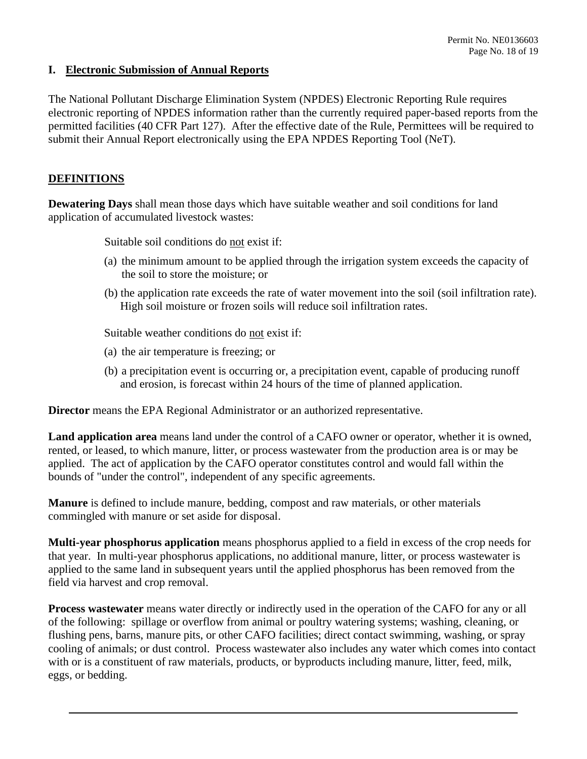## I. Electronic Submission of Annual Reports

The National Pollutant Discharge Elimination System (NPDES) Electronic Reporting Rule requires electronic reporting of NPDES information rather than the currently required paper-based reports from the permitted facilities (40 CFR Part 127). After the effective date of the Rule, Permittees will be required to submit their Annual Report electronically using the EPA NPDES Reporting Tool (NeT).

## DEFINITIONS

**Dewatering Days** shall mean those days which have suitable weather and soil conditions for land application of accumulated livestock wastes:

Suitable soil conditions do not exist if:

(a) the minimum amount to be applied through the irrigation system exceeds the capacity of the soil to store the moisture; or

(b) the application rate exceeds the rate of water movement into the soil (soil infiltration rate). High soil moisture or frozen soils will reduce soil infiltration rates.

Suitable weather conditions do not exist if:

(a) the air temperature is freezing; or

(b) a precipitation event is occurring or, a precipitation event, capable of producing runoff and erosion, is forecast within 24 hours of the time of planned application.

**Director** means the EPA Regional Administrator or an authorized representative.

**Land application area** means land under the control of a CAFO owner or operator, whether it is owned, rented, or leased, to which manure, litter, or process wastewater from the production area is or may be applied. The act of application by the CAFO operator constitutes control and would fall within the bounds of "under the control", independent of any specific agreements.

**Manure** is defined to include manure, bedding, compost and raw materials, or other materials commingled with manure or set aside for disposal.

**Multi-year phosphorus application** means phosphorus applied to a field in excess of the crop needs for that year. In multi-year phosphorus applications, no additional manure, litter, or process wastewater is applied to the same land in subsequent years until the applied phosphorus has been removed from the field via harvest and crop removal.

**Process wastewater** means water directly or indirectly used in the operation of the CAFO for any or all of the following: spillage or overflow from animal or poultry watering systems; washing, cleaning, or flushing pens, barns, manure pits, or other CAFO facilities; direct contact swimming, washing, or spray cooling of animals; or dust control. Process wastewater also includes any water which comes into contact with or is a constituent of raw materials, products, or byproducts including manure, litter, feed, milk, eggs, or bedding.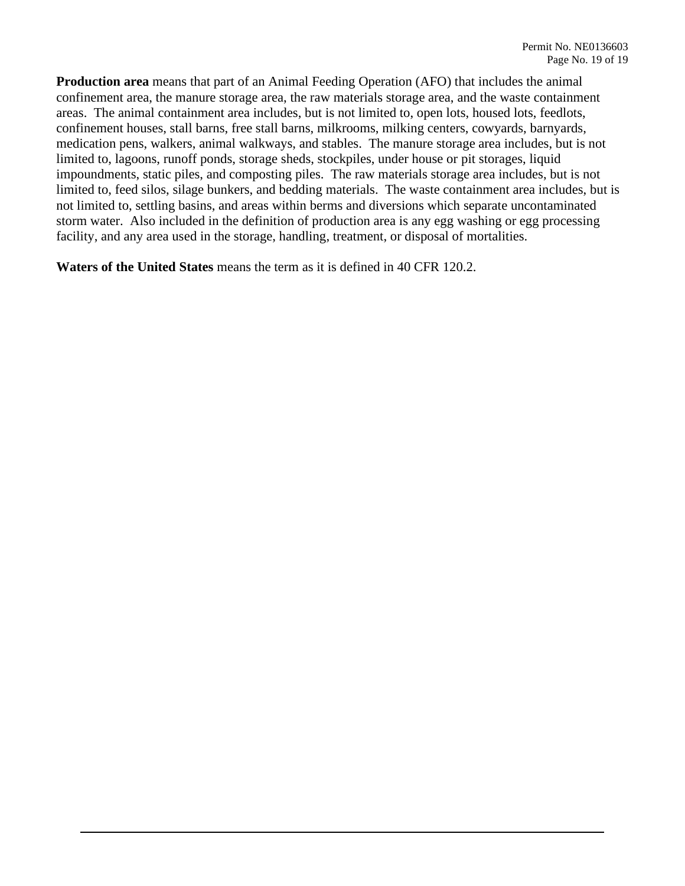**Production area** means that part of an Animal Feeding Operation (AFO) that includes the animal confinement area, the manure storage area, the raw materials storage area, and the waste containment areas. The animal containment area includes, but is not limited to, open lots, housed lots, feedlots, confinement houses, stall barns, free stall barns, milkrooms, milking centers, cowyards, barnyards, medication pens, walkers, animal walkways, and stables. The manure storage area includes, but is not limited to, lagoons, runoff ponds, storage sheds, stockpiles, under house or pit storages, liquid impoundments, static piles, and composting piles. The raw materials storage area includes, but is not limited to, feed silos, silage bunkers, and bedding materials. The waste containment area includes, but is not limited to, settling basins, and areas within berms and diversions which separate uncontaminated storm water. Also included in the definition of production area is any egg washing or egg processing facility, and any area used in the storage, handling, treatment, or disposal of mortalities.

**Waters of the United States** means the term as it is defined in 40 CFR 120.2.